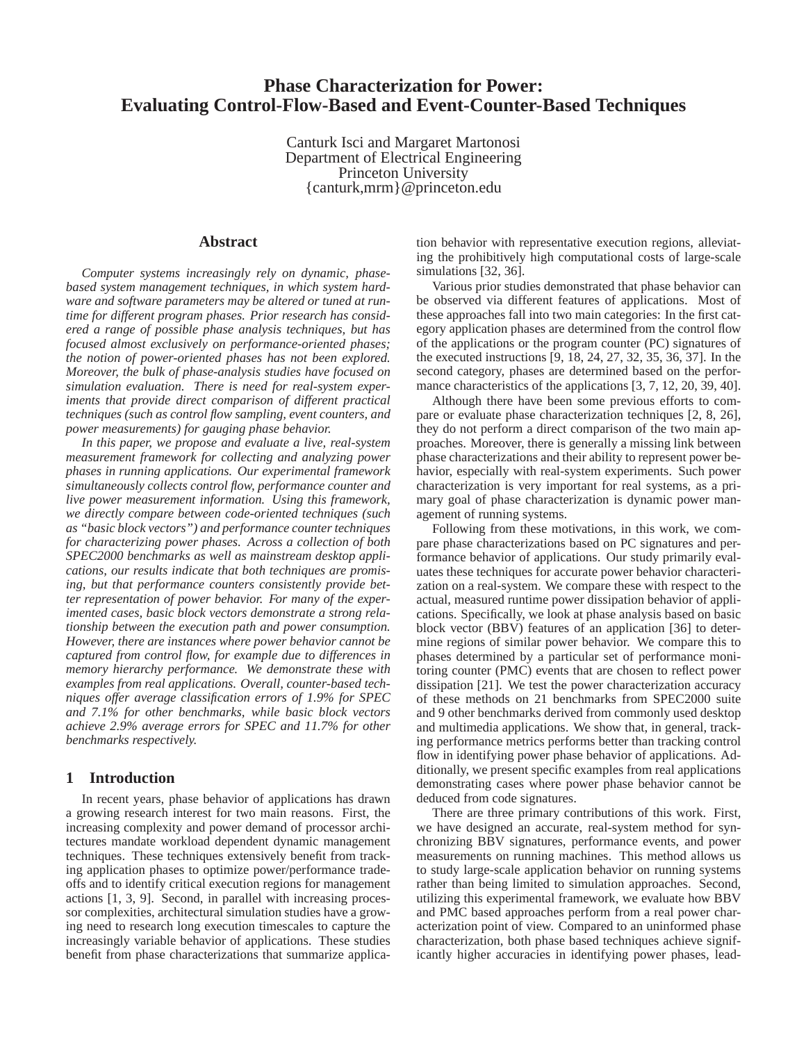# Phase Characterization for Power: Evaluating Control-Flow-Based and Event-Counter-Based Techniques

Canturk Isci and Margaret Martonosi
Department of Electrical Engineering
Princeton University
{canturk,mrm}@princeton.edu

## Abstract

*Computer systems increasingly rely on dynamic, phase-based system management techniques, in which system hardware and software parameters may be altered or tuned at runtime for different program phases. Prior research has considered a range of possible phase analysis techniques, but has focused almost exclusively on performance-oriented phases; the notion of power-oriented phases has not been explored. Moreover, the bulk of phase-analysis studies have focused on simulation evaluation. There is need for real-system experiments that provide direct comparison of different practical techniques (such as control flow sampling, event counters, and power measurements) for gauging phase behavior.*

*In this paper, we propose and evaluate a live, real-system measurement framework for collecting and analyzing power phases in running applications. Our experimental framework simultaneously collects control flow, performance counter and live power measurement information. Using this framework, we directly compare between code-oriented techniques (such as "basic block vectors") and performance counter techniques for characterizing power phases. Across a collection of both SPEC2000 benchmarks as well as mainstream desktop applications, our results indicate that both techniques are promising, but that performance counters consistently provide better representation of power behavior. For many of the experimented cases, basic block vectors demonstrate a strong relationship between the execution path and power consumption. However, there are instances where power behavior cannot be captured from control flow, for example due to differences in memory hierarchy performance. We demonstrate these with examples from real applications. Overall, counter-based techniques offer average classification errors of 1.9% for SPEC and 7.1% for other benchmarks, while basic block vectors achieve 2.9% average errors for SPEC and 11.7% for other benchmarks respectively.*

## 1 Introduction

In recent years, phase behavior of applications has drawn a growing research interest for two main reasons. First, the increasing complexity and power demand of processor architectures mandate workload dependent dynamic management techniques. These techniques extensively benefit from tracking application phases to optimize power/performance tradeoffs and to identify critical execution regions for management actions [1, 3, 9]. Second, in parallel with increasing processor complexities, architectural simulation studies have a growing need to research long execution timescales to capture the increasingly variable behavior of applications. These studies benefit from phase characterizations that summarize application behavior with representative execution regions, alleviating the prohibitively high computational costs of large-scale simulations [32, 36].

Various prior studies demonstrated that phase behavior can be observed via different features of applications. Most of these approaches fall into two main categories: In the first category application phases are determined from the control flow of the applications or the program counter (PC) signatures of the executed instructions [9, 18, 24, 27, 32, 35, 36, 37]. In the second category, phases are determined based on the performance characteristics of the applications [3, 7, 12, 20, 39, 40].

Although there have been some previous efforts to compare or evaluate phase characterization techniques [2, 8, 26], they do not perform a direct comparison of the two main approaches. Moreover, there is generally a missing link between phase characterizations and their ability to represent power behavior, especially with real-system experiments. Such power characterization is very important for real systems, as a primary goal of phase characterization is dynamic power management of running systems.

Following from these motivations, in this work, we compare phase characterizations based on PC signatures and performance behavior of applications. Our study primarily evaluates these techniques for accurate power behavior characterization on a real-system. We compare these with respect to the actual, measured runtime power dissipation behavior of applications. Specifically, we look at phase analysis based on basic block vector (BBV) features of an application [36] to determine regions of similar power behavior. We compare this to phases determined by a particular set of performance monitoring counter (PMC) events that are chosen to reflect power dissipation [21]. We test the power characterization accuracy of these methods on 21 benchmarks from SPEC2000 suite and 9 other benchmarks derived from commonly used desktop and multimedia applications. We show that, in general, tracking performance metrics performs better than tracking control flow in identifying power phase behavior of applications. Additionally, we present specific examples from real applications demonstrating cases where power phase behavior cannot be deduced from code signatures.

There are three primary contributions of this work. First, we have designed an accurate, real-system method for synchronizing BBV signatures, performance events, and power measurements on running machines. This method allows us to study large-scale application behavior on running systems rather than being limited to simulation approaches. Second, utilizing this experimental framework, we evaluate how BBV and PMC based approaches perform from a real power characterization point of view. Compared to an uninformed phase characterization, both phase based techniques achieve significantly higher accuracies in identifying power phases, lead-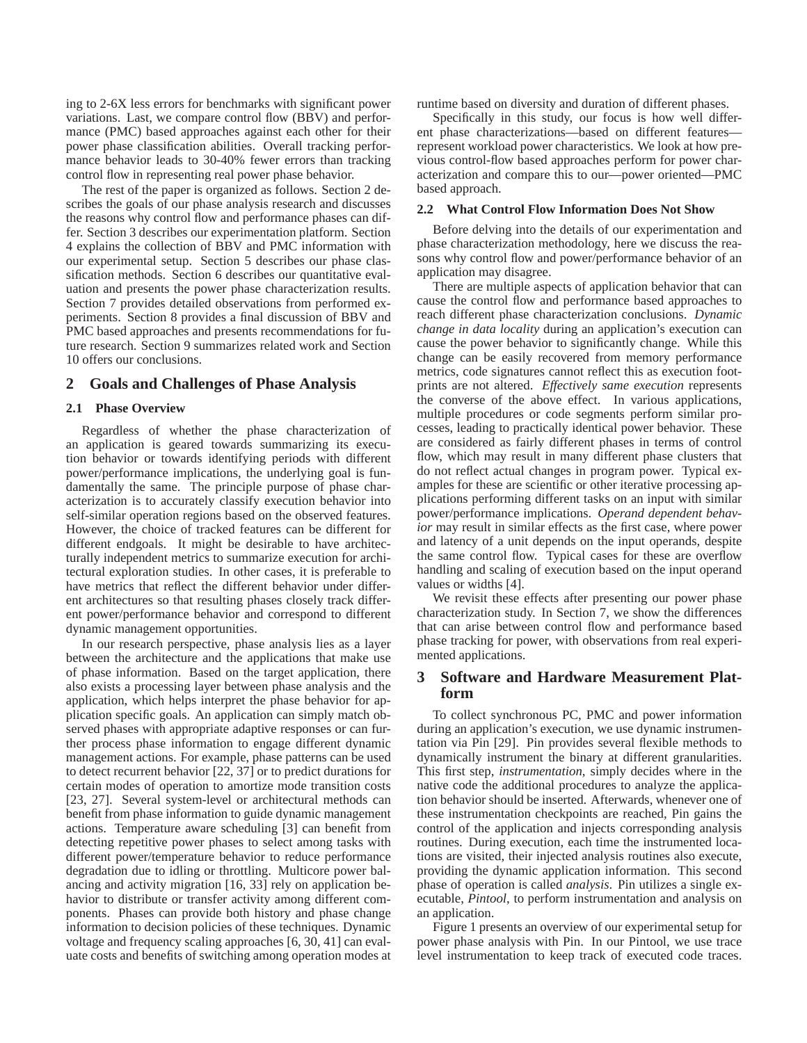ing to 2-6X less errors for benchmarks with significant power variations. Last, we compare control flow (BBV) and performance (PMC) based approaches against each other for their power phase classification abilities. Overall tracking performance behavior leads to 30-40% fewer errors than tracking control flow in representing real power phase behavior.

The rest of the paper is organized as follows. Section 2 describes the goals of our phase analysis research and discusses the reasons why control flow and performance phases can differ. Section 3 describes our experimentation platform. Section 4 explains the collection of BBV and PMC information with our experimental setup. Section 5 describes our phase classification methods. Section 6 describes our quantitative evaluation and presents the power phase characterization results. Section 7 provides detailed observations from performed experiments. Section 8 provides a final discussion of BBV and PMC based approaches and presents recommendations for future research. Section 9 summarizes related work and Section 10 offers our conclusions.

## 2 Goals and Challenges of Phase Analysis

### 2.1 Phase Overview

Regardless of whether the phase characterization of an application is geared towards summarizing its execution behavior or towards identifying periods with different power/performance implications, the underlying goal is fundamentally the same. The principle purpose of phase characterization is to accurately classify execution behavior into self-similar operation regions based on the observed features. However, the choice of tracked features can be different for different endgoals. It might be desirable to have architecturally independent metrics to summarize execution for architectural exploration studies. In other cases, it is preferable to have metrics that reflect the different behavior under different architectures so that resulting phases closely track different power/performance behavior and correspond to different dynamic management opportunities.

In our research perspective, phase analysis lies as a layer between the architecture and the applications that make use of phase information. Based on the target application, there also exists a processing layer between phase analysis and the application, which helps interpret the phase behavior for application specific goals. An application can simply match observed phases with appropriate adaptive responses or can further process phase information to engage different dynamic management actions. For example, phase patterns can be used to detect recurrent behavior [22, 37] or to predict durations for certain modes of operation to amortize mode transition costs [23, 27]. Several system-level or architectural methods can benefit from phase information to guide dynamic management actions. Temperature aware scheduling [3] can benefit from detecting repetitive power phases to select among tasks with different power/temperature behavior to reduce performance degradation due to idling or throttling. Multicore power balancing and activity migration [16, 33] rely on application behavior to distribute or transfer activity among different components. Phases can provide both history and phase change information to decision policies of these techniques. Dynamic voltage and frequency scaling approaches [6, 30, 41] can evaluate costs and benefits of switching among operation modes at runtime based on diversity and duration of different phases.

Specifically in this study, our focus is how well different phase characterizations—based on different features—represent workload power characteristics. We look at how previous control-flow based approaches perform for power characterization and compare this to our—power oriented—PMC based approach.

### 2.2 What Control Flow Information Does Not Show

Before delving into the details of our experimentation and phase characterization methodology, here we discuss the reasons why control flow and power/performance behavior of an application may disagree.

There are multiple aspects of application behavior that can cause the control flow and performance based approaches to reach different phase characterization conclusions. *Dynamic change in data locality* during an application's execution can cause the power behavior to significantly change. While this change can be easily recovered from memory performance metrics, code signatures cannot reflect this as execution footprints are not altered. *Effectively same execution* represents the converse of the above effect. In various applications, multiple procedures or code segments perform similar processes, leading to practically identical power behavior. These are considered as fairly different phases in terms of control flow, which may result in many different phase clusters that do not reflect actual changes in program power. Typical examples for these are scientific or other iterative processing applications performing different tasks on an input with similar power/performance implications. *Operand dependent behavior* may result in similar effects as the first case, where power and latency of a unit depends on the input operands, despite the same control flow. Typical cases for these are overflow handling and scaling of execution based on the input operand values or widths [4].

We revisit these effects after presenting our power phase characterization study. In Section 7, we show the differences that can arise between control flow and performance based phase tracking for power, with observations from real experimented applications.

## 3 Software and Hardware Measurement Platform

To collect synchronous PC, PMC and power information during an application's execution, we use dynamic instrumentation via Pin [29]. Pin provides several flexible methods to dynamically instrument the binary at different granularities. This first step, *instrumentation*, simply decides where in the native code the additional procedures to analyze the application behavior should be inserted. Afterwards, whenever one of these instrumentation checkpoints are reached, Pin gains the control of the application and injects corresponding analysis routines. During execution, each time the instrumented locations are visited, their injected analysis routines also execute, providing the dynamic application information. This second phase of operation is called *analysis*. Pin utilizes a single executable, *Pintool*, to perform instrumentation and analysis on an application.

Figure 1 presents an overview of our experimental setup for power phase analysis with Pin. In our Pintool, we use trace level instrumentation to keep track of executed code traces.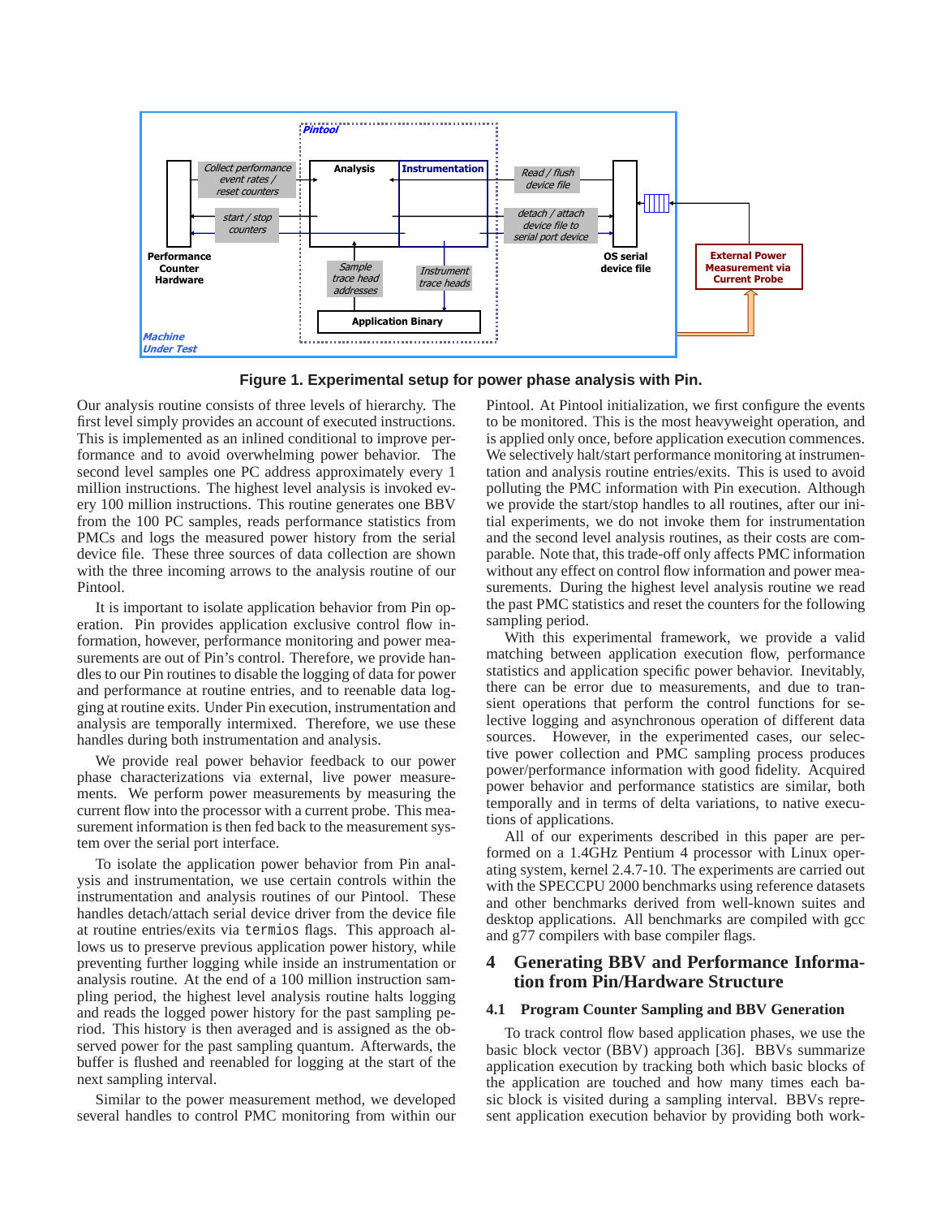Figure 1. Experimental setup for power phase analysis with Pin.

Our analysis routine consists of three levels of hierarchy. The first level simply provides an account of executed instructions. This is implemented as an inlined conditional to improve performance and to avoid overwhelming power behavior. The second level samples one PC address approximately every 1 million instructions. The highest level analysis is invoked every 100 million instructions. This routine generates one BBV from the 100 PC samples, reads performance statistics from PMCs and logs the measured power history from the serial device file. These three sources of data collection are shown with the three incoming arrows to the analysis routine of our Pintool.

It is important to isolate application behavior from Pin operation. Pin provides application exclusive control flow information, however, performance monitoring and power measurements are out of Pin's control. Therefore, we provide handles to our Pin routines to disable the logging of data for power and performance at routine entries, and to reenable data logging at routine exits. Under Pin execution, instrumentation and analysis are temporally intermixed. Therefore, we use these handles during both instrumentation and analysis.

We provide real power behavior feedback to our power phase characterizations via external, live power measurements. We perform power measurements by measuring the current flow into the processor with a current probe. This measurement information is then fed back to the measurement system over the serial port interface.

To isolate the application power behavior from Pin analysis and instrumentation, we use certain controls within the instrumentation and analysis routines of our Pintool. These handles detach/attach serial device driver from the device file at routine entries/exits via `termios` flags. This approach allows us to preserve previous application power history, while preventing further logging while inside an instrumentation or analysis routine. At the end of a 100 million instruction sampling period, the highest level analysis routine halts logging and reads the logged power history for the past sampling period. This history is then averaged and is assigned as the observed power for the past sampling quantum. Afterwards, the buffer is flushed and reenabled for logging at the start of the next sampling interval.

Similar to the power measurement method, we developed several handles to control PMC monitoring from within our Pintool. At Pintool initialization, we first configure the events to be monitored. This is the most heavyweight operation, and is applied only once, before application execution commences. We selectively halt/start performance monitoring at instrumentation and analysis routine entries/exits. This is used to avoid polluting the PMC information with Pin execution. Although we provide the start/stop handles to all routines, after our initial experiments, we do not invoke them for instrumentation and the second level analysis routines, as their costs are comparable. Note that, this trade-off only affects PMC information without any effect on control flow information and power measurements. During the highest level analysis routine we read the past PMC statistics and reset the counters for the following sampling period.

With this experimental framework, we provide a valid matching between application execution flow, performance statistics and application specific power behavior. Inevitably, there can be error due to measurements, and due to transient operations that perform the control functions for selective logging and asynchronous operation of different data sources. However, in the experimented cases, our selective power collection and PMC sampling process produces power/performance information with good fidelity. Acquired power behavior and performance statistics are similar, both temporally and in terms of delta variations, to native executions of applications.

All of our experiments described in this paper are performed on a 1.4GHz Pentium 4 processor with Linux operating system, kernel 2.4.7-10. The experiments are carried out with the SPECCPU 2000 benchmarks using reference datasets and other benchmarks derived from well-known suites and desktop applications. All benchmarks are compiled with gcc and g77 compilers with base compiler flags.

## 4 Generating BBV and Performance Information from Pin/Hardware Structure

### 4.1 Program Counter Sampling and BBV Generation

To track control flow based application phases, we use the basic block vector (BBV) approach [36]. BBVs summarize application execution by tracking both which basic blocks of the application are touched and how many times each basic block is visited during a sampling interval. BBVs represent application execution behavior by providing both work-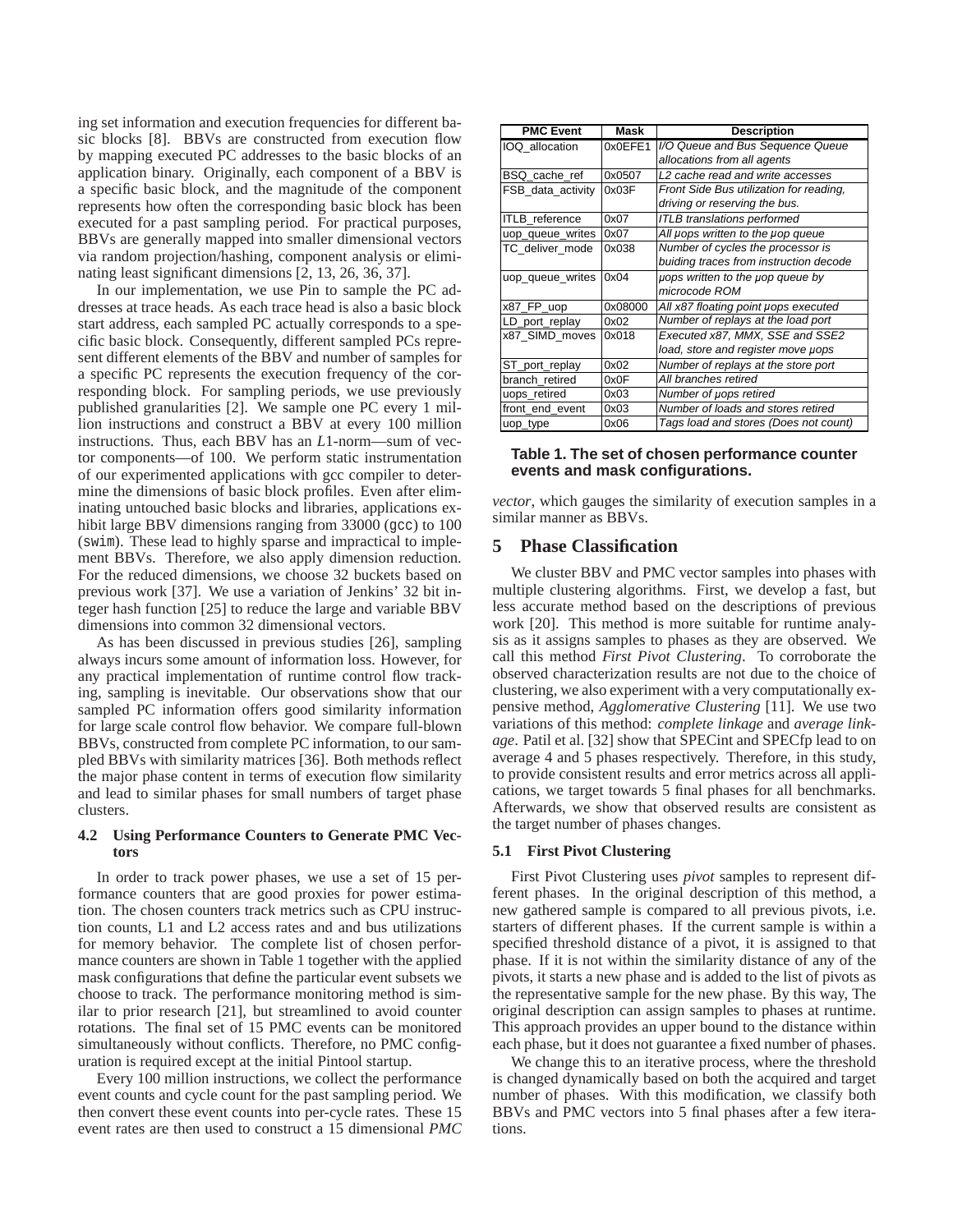ing set information and execution frequencies for different basic blocks [8]. BBVs are constructed from execution flow by mapping executed PC addresses to the basic blocks of an application binary. Originally, each component of a BBV is a specific basic block, and the magnitude of the component represents how often the corresponding basic block has been executed for a past sampling period. For practical purposes, BBVs are generally mapped into smaller dimensional vectors via random projection/hashing, component analysis or eliminating least significant dimensions [2, 13, 26, 36, 37].

In our implementation, we use Pin to sample the PC addresses at trace heads. As each trace head is also a basic block start address, each sampled PC actually corresponds to a specific basic block. Consequently, different sampled PCs represent different elements of the BBV and number of samples for a specific PC represents the execution frequency of the corresponding block. For sampling periods, we use previously published granularities [2]. We sample one PC every 1 million instructions and construct a BBV at every 100 million instructions. Thus, each BBV has an $L1$-norm—sum of vector components—of 100. We perform static instrumentation of our experimented applications with gcc compiler to determine the dimensions of basic block profiles. Even after eliminating untouched basic blocks and libraries, applications exhibit large BBV dimensions ranging from 33000 (gcc) to 100 (swim). These lead to highly sparse and impractical to implement BBVs. Therefore, we also apply dimension reduction. For the reduced dimensions, we choose 32 buckets based on previous work [37]. We use a variation of Jenkins' 32 bit integer hash function [25] to reduce the large and variable BBV dimensions into common 32 dimensional vectors.

As has been discussed in previous studies [26], sampling always incurs some amount of information loss. However, for any practical implementation of runtime control flow tracking, sampling is inevitable. Our observations show that our sampled PC information offers good similarity information for large scale control flow behavior. We compare full-blown BBVs, constructed from complete PC information, to our sampled BBVs with similarity matrices [36]. Both methods reflect the major phase content in terms of execution flow similarity and lead to similar phases for small numbers of target phase clusters.

### 4.2 Using Performance Counters to Generate PMC Vectors

In order to track power phases, we use a set of 15 performance counters that are good proxies for power estimation. The chosen counters track metrics such as CPU instruction counts, L1 and L2 access rates and and bus utilizations for memory behavior. The complete list of chosen performance counters are shown in Table 1 together with the applied mask configurations that define the particular event subsets we choose to track. The performance monitoring method is similar to prior research [21], but streamlined to avoid counter rotations. The final set of 15 PMC events can be monitored simultaneously without conflicts. Therefore, no PMC configuration is required except at the initial Pintool startup.

Every 100 million instructions, we collect the performance event counts and cycle count for the past sampling period. We then convert these event counts into per-cycle rates. These 15 event rates are then used to construct a 15 dimensional *PMC vector*, which gauges the similarity of execution samples in a similar manner as BBVs.

| PMC Event | Mask | Description |
| --- | --- | --- |
| IOQ_allocation | 0x0EFE1 | *I/O Queue and Bus Sequence Queue allocations from all agents* |
| BSQ_cache_ref | 0x0507 | *L2 cache read and write accesses* |
| FSB_data_activity | 0x03F | *Front Side Bus utilization for reading, driving or reserving the bus.* |
| ITLB_reference | 0x07 | *ITLB translations performed* |
| uop_queue_writes | 0x07 | *All μops written to the μop queue* |
| TC_deliver_mode | 0x038 | *Number of cycles the processor is buiding traces from instruction decode* |
| uop_queue_writes | 0x04 | *μops written to the μop queue by microcode ROM* |
| x87_FP_uop | 0x08000 | *All x87 floating point μops executed* |
| LD_port_replay | 0x02 | *Number of replays at the load port* |
| x87_SIMD_moves | 0x018 | *Executed x87, MMX, SSE and SSE2 load, store and register move μops* |
| ST_port_replay | 0x02 | *Number of replays at the store port* |
| branch_retired | 0x0F | *All branches retired* |
| uops_retired | 0x03 | *Number of μops retired* |
| front_end_event | 0x03 | *Number of loads and stores retired* |
| uop_type | 0x06 | *Tags load and stores (Does not count)* |

**Table 1. The set of chosen performance counter events and mask configurations.**

## 5 Phase Classification

We cluster BBV and PMC vector samples into phases with multiple clustering algorithms. First, we develop a fast, but less accurate method based on the descriptions of previous work [20]. This method is more suitable for runtime analysis as it assigns samples to phases as they are observed. We call this method *First Pivot Clustering*. To corroborate the observed characterization results are not due to the choice of clustering, we also experiment with a very computationally expensive method, *Agglomerative Clustering* [11]. We use two variations of this method: *complete linkage* and *average linkage*. Patil et al. [32] show that SPECint and SPECfp lead to on average 4 and 5 phases respectively. Therefore, in this study, to provide consistent results and error metrics across all applications, we target towards 5 final phases for all benchmarks. Afterwards, we show that observed results are consistent as the target number of phases changes.

### 5.1 First Pivot Clustering

First Pivot Clustering uses *pivot* samples to represent different phases. In the original description of this method, a new gathered sample is compared to all previous pivots, i.e. starters of different phases. If the current sample is within a specified threshold distance of a pivot, it is assigned to that phase. If it is not within the similarity distance of any of the pivots, it starts a new phase and is added to the list of pivots as the representative sample for the new phase. By this way, The original description can assign samples to phases at runtime. This approach provides an upper bound to the distance within each phase, but it does not guarantee a fixed number of phases.

We change this to an iterative process, where the threshold is changed dynamically based on both the acquired and target number of phases. With this modification, we classify both BBVs and PMC vectors into 5 final phases after a few iterations.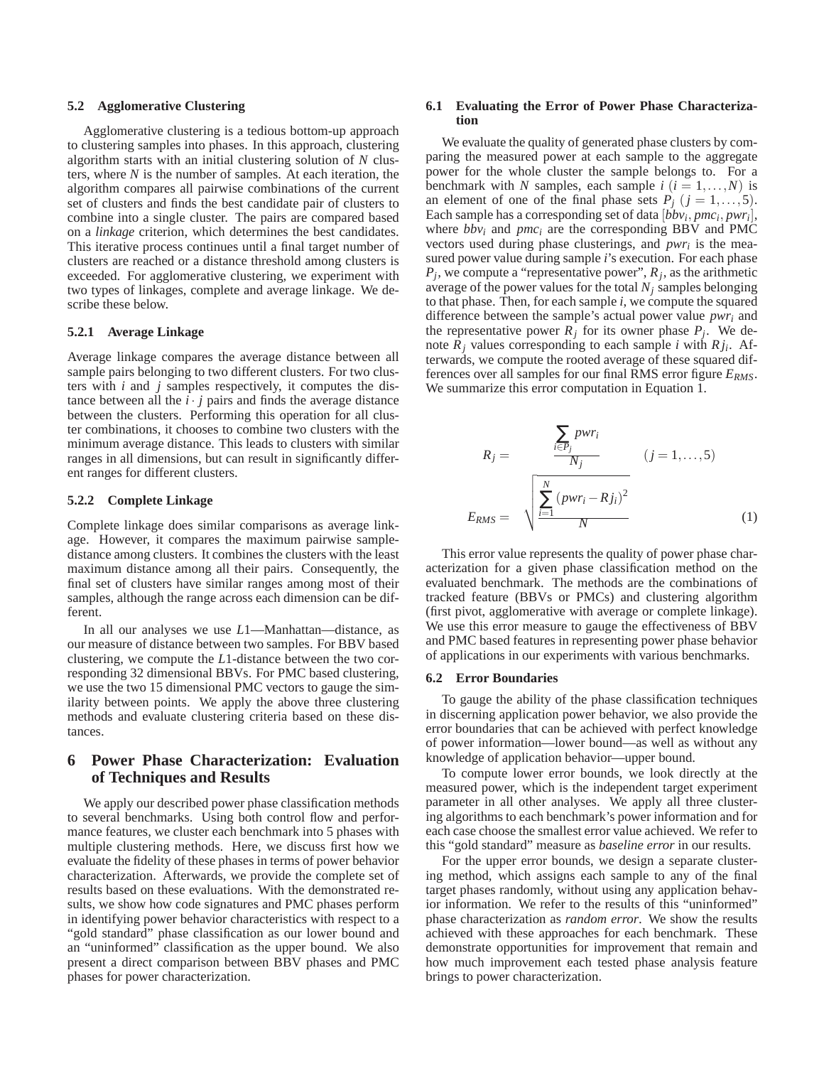### 5.2 Agglomerative Clustering

Agglomerative clustering is a tedious bottom-up approach to clustering samples into phases. In this approach, clustering algorithm starts with an initial clustering solution of $N$ clusters, where $N$ is the number of samples. At each iteration, the algorithm compares all pairwise combinations of the current set of clusters and finds the best candidate pair of clusters to combine into a single cluster. The pairs are compared based on a *linkage* criterion, which determines the best candidates. This iterative process continues until a final target number of clusters are reached or a distance threshold among clusters is exceeded. For agglomerative clustering, we experiment with two types of linkages, complete and average linkage. We describe these below.

#### 5.2.1 Average Linkage

Average linkage compares the average distance between all sample pairs belonging to two different clusters. For two clusters with $i$ and $j$ samples respectively, it computes the distance between all the $i \cdot j$ pairs and finds the average distance between the clusters. Performing this operation for all cluster combinations, it chooses to combine two clusters with the minimum average distance. This leads to clusters with similar ranges in all dimensions, but can result in significantly different ranges for different clusters.

#### 5.2.2 Complete Linkage

Complete linkage does similar comparisons as average linkage. However, it compares the maximum pairwise sample-distance among clusters. It combines the clusters with the least maximum distance among all their pairs. Consequently, the final set of clusters have similar ranges among most of their samples, although the range across each dimension can be different.

In all our analyses we use $L1$—Manhattan—distance, as our measure of distance between two samples. For BBV based clustering, we compute the $L1$-distance between the two corresponding 32 dimensional BBVs. For PMC based clustering, we use the two 15 dimensional PMC vectors to gauge the similarity between points. We apply the above three clustering methods and evaluate clustering criteria based on these distances.

## 6 Power Phase Characterization: Evaluation of Techniques and Results

We apply our described power phase classification methods to several benchmarks. Using both control flow and performance features, we cluster each benchmark into 5 phases with multiple clustering methods. Here, we discuss first how we evaluate the fidelity of these phases in terms of power behavior characterization. Afterwards, we provide the complete set of results based on these evaluations. With the demonstrated results, we show how code signatures and PMC phases perform in identifying power behavior characteristics with respect to a "gold standard" phase classification as our lower bound and an "uninformed" classification as the upper bound. We also present a direct comparison between BBV phases and PMC phases for power characterization.

### 6.1 Evaluating the Error of Power Phase Characterization

We evaluate the quality of generated phase clusters by comparing the measured power at each sample to the aggregate power for the whole cluster the sample belongs to. For a benchmark with $N$ samples, each sample $i$ $(i = 1, \ldots, N)$ is an element of one of the final phase sets $P_j$ $(j = 1, \ldots, 5)$. Each sample has a corresponding set of data $[bbv_i, pmc_i, pwr_i]$, where $bbv_i$ and $pmc_i$ are the corresponding BBV and PMC vectors used during phase clusterings, and $pwr_i$ is the measured power value during sample $i$'s execution. For each phase $P_j$, we compute a "representative power", $R_j$, as the arithmetic average of the power values for the total $N_j$ samples belonging to that phase. Then, for each sample $i$, we compute the squared difference between the sample's actual power value $pwr_i$ and the representative power $R_j$ for its owner phase $P_j$. We denote $R_j$ values corresponding to each sample $i$ with $Rj_i$. Afterwards, we compute the rooted average of these squared differences over all samples for our final RMS error figure $E_{RMS}$. We summarize this error computation in Equation 1.

$$
\begin{aligned}
R_j &= \frac{\sum_{i \in P_j} pwr_i}{N_j} \qquad (j = 1, \ldots, 5) \\
E_{RMS} &= \sqrt{\frac{\sum_{i=1}^{N} (pwr_i - Rj_i)^2}{N}}
\end{aligned}
\tag{1}
$$

This error value represents the quality of power phase characterization for a given phase classification method on the evaluated benchmark. The methods are the combinations of tracked feature (BBVs or PMCs) and clustering algorithm (first pivot, agglomerative with average or complete linkage). We use this error measure to gauge the effectiveness of BBV and PMC based features in representing power phase behavior of applications in our experiments with various benchmarks.

### 6.2 Error Boundaries

To gauge the ability of the phase classification techniques in discerning application power behavior, we also provide the error boundaries that can be achieved with perfect knowledge of power information—lower bound—as well as without any knowledge of application behavior—upper bound.

To compute lower error bounds, we look directly at the measured power, which is the independent target experiment parameter in all other analyses. We apply all three clustering algorithms to each benchmark's power information and for each case choose the smallest error value achieved. We refer to this "gold standard" measure as *baseline error* in our results.

For the upper error bounds, we design a separate clustering method, which assigns each sample to any of the final target phases randomly, without using any application behavior information. We refer to the results of this "uninformed" phase characterization as *random error*. We show the results achieved with these approaches for each benchmark. These demonstrate opportunities for improvement that remain and how much improvement each tested phase analysis feature brings to power characterization.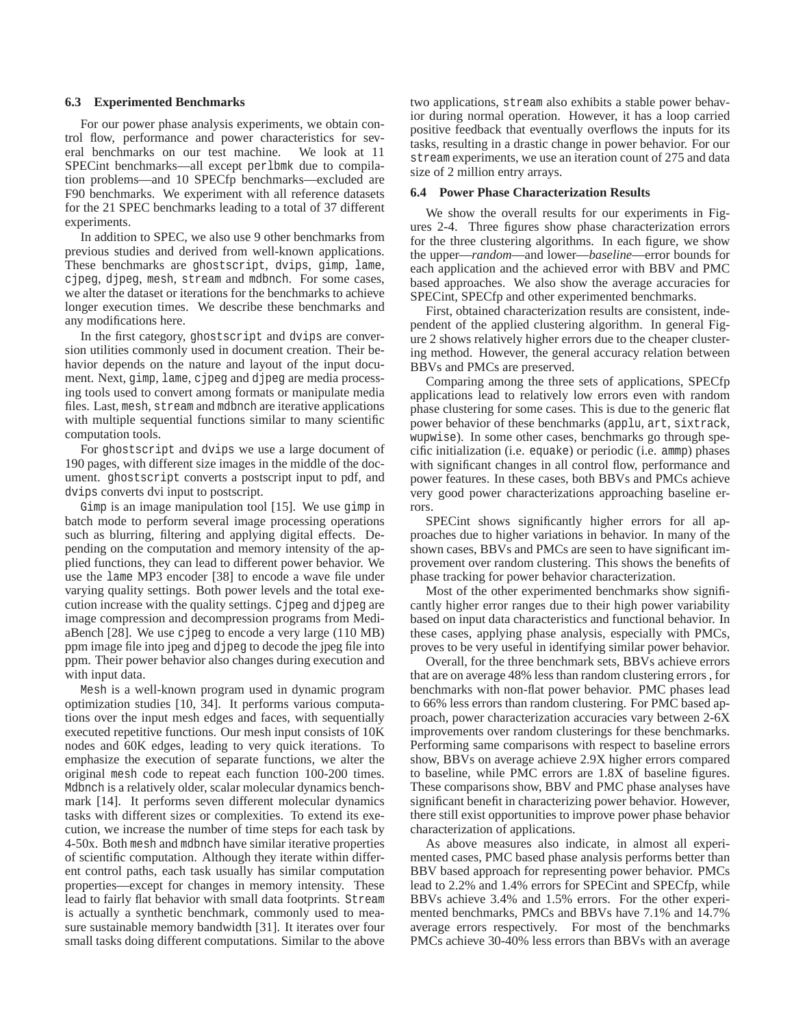### 6.3 Experimented Benchmarks

For our power phase analysis experiments, we obtain control flow, performance and power characteristics for several benchmarks on our test machine. We look at 11 SPECint benchmarks—all except perlbmk due to compilation problems—and 10 SPECfp benchmarks—excluded are F90 benchmarks. We experiment with all reference datasets for the 21 SPEC benchmarks leading to a total of 37 different experiments.

In addition to SPEC, we also use 9 other benchmarks from previous studies and derived from well-known applications. These benchmarks are ghostscript, dvips, gimp, lame, cjpeg, djpeg, mesh, stream and mdbnch. For some cases, we alter the dataset or iterations for the benchmarks to achieve longer execution times. We describe these benchmarks and any modifications here.

In the first category, ghostscript and dvips are conversion utilities commonly used in document creation. Their behavior depends on the nature and layout of the input document. Next, gimp, lame, cjpeg and djpeg are media processing tools used to convert among formats or manipulate media files. Last, mesh, stream and mdbnch are iterative applications with multiple sequential functions similar to many scientific computation tools.

For ghostscript and dvips we use a large document of 190 pages, with different size images in the middle of the document. ghostscript converts a postscript input to pdf, and dvips converts dvi input to postscript.

Gimp is an image manipulation tool [15]. We use gimp in batch mode to perform several image processing operations such as blurring, filtering and applying digital effects. Depending on the computation and memory intensity of the applied functions, they can lead to different power behavior. We use the lame MP3 encoder [38] to encode a wave file under varying quality settings. Both power levels and the total execution increase with the quality settings. Cjpeg and djpeg are image compression and decompression programs from MediaBench [28]. We use cjpeg to encode a very large (110 MB) ppm image file into jpeg and djpeg to decode the jpeg file into ppm. Their power behavior also changes during execution and with input data.

Mesh is a well-known program used in dynamic program optimization studies [10, 34]. It performs various computations over the input mesh edges and faces, with sequentially executed repetitive functions. Our mesh input consists of 10K nodes and 60K edges, leading to very quick iterations. To emphasize the execution of separate functions, we alter the original mesh code to repeat each function 100-200 times. Mdbnch is a relatively older, scalar molecular dynamics benchmark [14]. It performs seven different molecular dynamics tasks with different sizes or complexities. To extend its execution, we increase the number of time steps for each task by 4-50x. Both mesh and mdbnch have similar iterative properties of scientific computation. Although they iterate within different control paths, each task usually has similar computation properties—except for changes in memory intensity. These lead to fairly flat behavior with small data footprints. Stream is actually a synthetic benchmark, commonly used to measure sustainable memory bandwidth [31]. It iterates over four small tasks doing different computations. Similar to the above two applications, stream also exhibits a stable power behavior during normal operation. However, it has a loop carried positive feedback that eventually overflows the inputs for its tasks, resulting in a drastic change in power behavior. For our stream experiments, we use an iteration count of 275 and data size of 2 million entry arrays.

### 6.4 Power Phase Characterization Results

We show the overall results for our experiments in Figures 2-4. Three figures show phase characterization errors for the three clustering algorithms. In each figure, we show the upper—*random*—and lower—*baseline*—error bounds for each application and the achieved error with BBV and PMC based approaches. We also show the average accuracies for SPECint, SPECfp and other experimented benchmarks.

First, obtained characterization results are consistent, independent of the applied clustering algorithm. In general Figure 2 shows relatively higher errors due to the cheaper clustering method. However, the general accuracy relation between BBVs and PMCs are preserved.

Comparing among the three sets of applications, SPECfp applications lead to relatively low errors even with random phase clustering for some cases. This is due to the generic flat power behavior of these benchmarks (applu, art, sixtrack, wupwise). In some other cases, benchmarks go through specific initialization (i.e. equake) or periodic (i.e. ammp) phases with significant changes in all control flow, performance and power features. In these cases, both BBVs and PMCs achieve very good power characterizations approaching baseline errors.

SPECint shows significantly higher errors for all approaches due to higher variations in behavior. In many of the shown cases, BBVs and PMCs are seen to have significant improvement over random clustering. This shows the benefits of phase tracking for power behavior characterization.

Most of the other experimented benchmarks show significantly higher error ranges due to their high power variability based on input data characteristics and functional behavior. In these cases, applying phase analysis, especially with PMCs, proves to be very useful in identifying similar power behavior.

Overall, for the three benchmark sets, BBVs achieve errors that are on average 48% less than random clustering errors , for benchmarks with non-flat power behavior. PMC phases lead to 66% less errors than random clustering. For PMC based approach, power characterization accuracies vary between 2-6X improvements over random clusterings for these benchmarks. Performing same comparisons with respect to baseline errors show, BBVs on average achieve 2.9X higher errors compared to baseline, while PMC errors are 1.8X of baseline figures. These comparisons show, BBV and PMC phase analyses have significant benefit in characterizing power behavior. However, there still exist opportunities to improve power phase behavior characterization of applications.

As above measures also indicate, in almost all experimented cases, PMC based phase analysis performs better than BBV based approach for representing power behavior. PMCs lead to 2.2% and 1.4% errors for SPECint and SPECfp, while BBVs achieve 3.4% and 1.5% errors. For the other experimented benchmarks, PMCs and BBVs have 7.1% and 14.7% average errors respectively. For most of the benchmarks PMCs achieve 30-40% less errors than BBVs with an average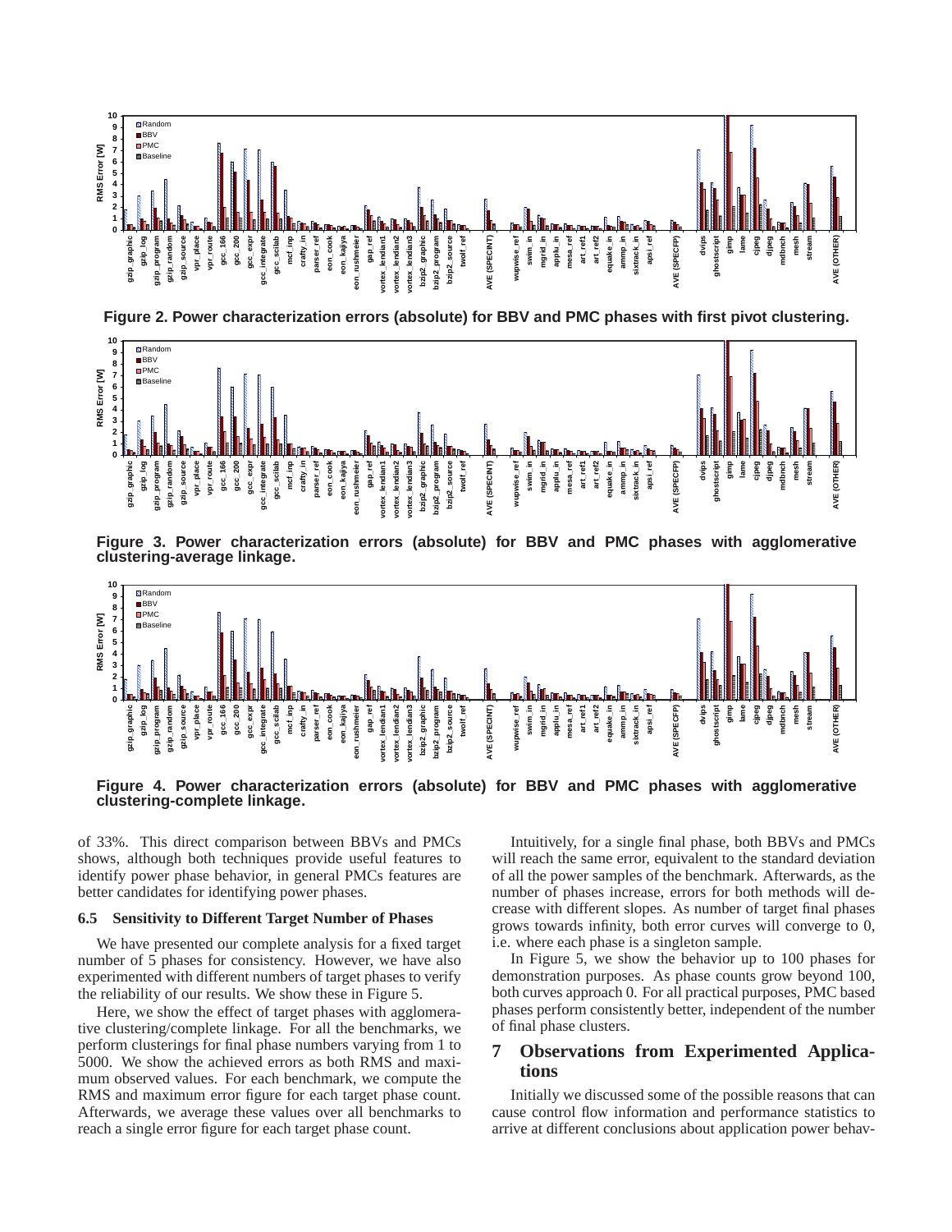**Figure 2. Power characterization errors (absolute) for BBV and PMC phases with first pivot clustering.**

**Figure 3. Power characterization errors (absolute) for BBV and PMC phases with agglomerative clustering-average linkage.**

**Figure 4. Power characterization errors (absolute) for BBV and PMC phases with agglomerative clustering-complete linkage.**

of 33%. This direct comparison between BBVs and PMCs shows, although both techniques provide useful features to identify power phase behavior, in general PMCs features are better candidates for identifying power phases.

### 6.5 Sensitivity to Different Target Number of Phases

We have presented our complete analysis for a fixed target number of 5 phases for consistency. However, we have also experimented with different numbers of target phases to verify the reliability of our results. We show these in Figure 5.

Here, we show the effect of target phases with agglomerative clustering/complete linkage. For all the benchmarks, we perform clusterings for final phase numbers varying from 1 to 5000. We show the achieved errors as both RMS and maximum observed values. For each benchmark, we compute the RMS and maximum error figure for each target phase count. Afterwards, we average these values over all benchmarks to reach a single error figure for each target phase count.

Intuitively, for a single final phase, both BBVs and PMCs will reach the same error, equivalent to the standard deviation of all the power samples of the benchmark. Afterwards, as the number of phases increase, errors for both methods will decrease with different slopes. As number of target final phases grows towards infinity, both error curves will converge to 0, i.e. where each phase is a singleton sample.

In Figure 5, we show the behavior up to 100 phases for demonstration purposes. As phase counts grow beyond 100, both curves approach 0. For all practical purposes, PMC based phases perform consistently better, independent of the number of final phase clusters.

## 7 Observations from Experimented Applications

Initially we discussed some of the possible reasons that can cause control flow information and performance statistics to arrive at different conclusions about application power behav-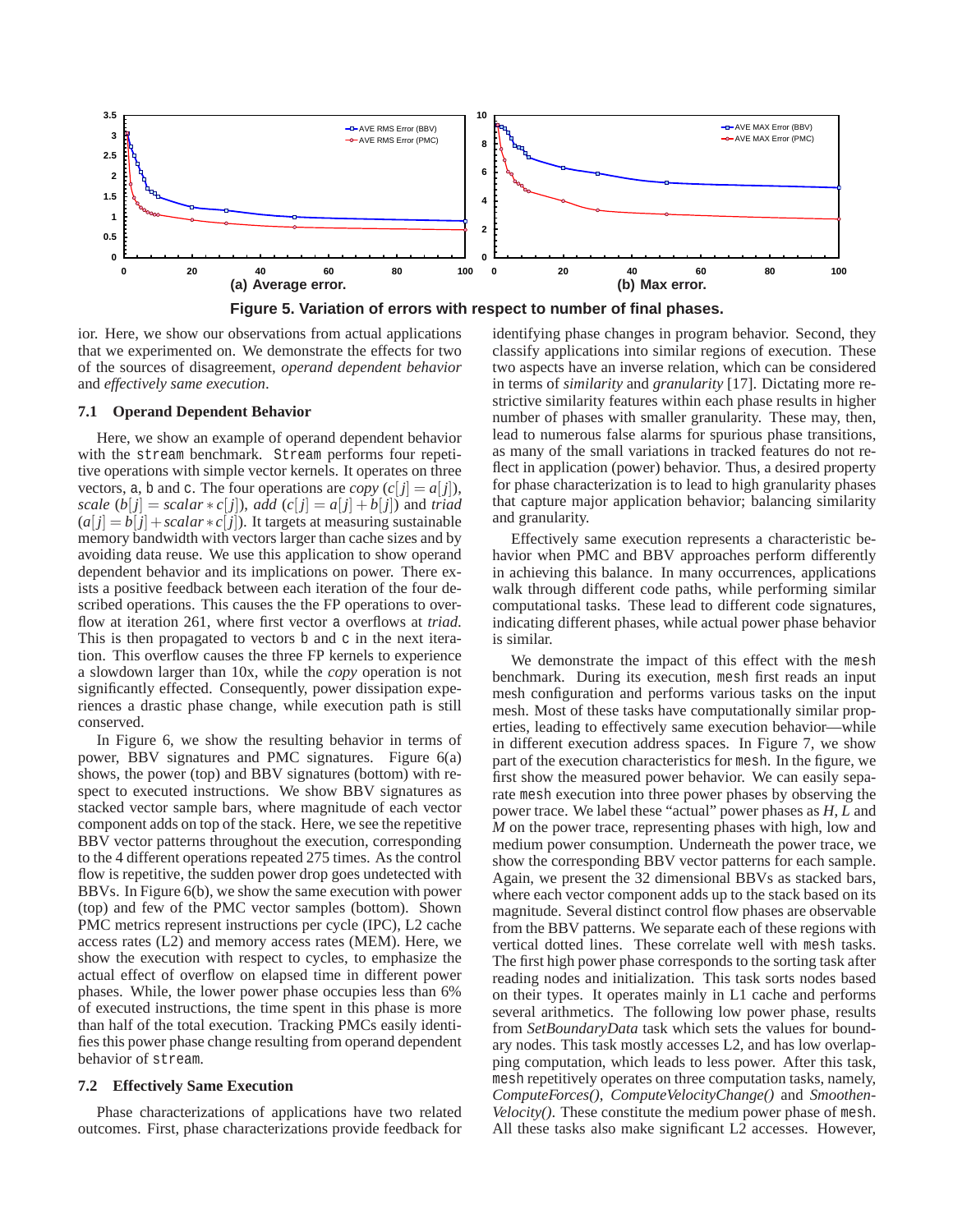Figure 5. Variation of errors with respect to number of final phases.

(a) Average error. (b) Max error.

ior. Here, we show our observations from actual applications that we experimented on. We demonstrate the effects for two of the sources of disagreement, *operand dependent behavior* and *effectively same execution*.

### 7.1 Operand Dependent Behavior

Here, we show an example of operand dependent behavior with the stream benchmark. Stream performs four repetitive operations with simple vector kernels. It operates on three vectors, a, b and c. The four operations are *copy* ($c[j] = a[j]$), *scale* ($b[j] = scalar * c[j]$), *add* ($c[j] = a[j] + b[j]$) and *triad* ($a[j] = b[j] + scalar * c[j]$). It targets at measuring sustainable memory bandwidth with vectors larger than cache sizes and by avoiding data reuse. We use this application to show operand dependent behavior and its implications on power. There exists a positive feedback between each iteration of the four described operations. This causes the the FP operations to overflow at iteration 261, where first vector a overflows at *triad*. This is then propagated to vectors b and c in the next iteration. This overflow causes the three FP kernels to experience a slowdown larger than 10x, while the *copy* operation is not significantly effected. Consequently, power dissipation experiences a drastic phase change, while execution path is still conserved.

In Figure 6, we show the resulting behavior in terms of power, BBV signatures and PMC signatures. Figure 6(a) shows, the power (top) and BBV signatures (bottom) with respect to executed instructions. We show BBV signatures as stacked vector sample bars, where magnitude of each vector component adds on top of the stack. Here, we see the repetitive BBV vector patterns throughout the execution, corresponding to the 4 different operations repeated 275 times. As the control flow is repetitive, the sudden power drop goes undetected with BBVs. In Figure 6(b), we show the same execution with power (top) and few of the PMC vector samples (bottom). Shown PMC metrics represent instructions per cycle (IPC), L2 cache access rates (L2) and memory access rates (MEM). Here, we show the execution with respect to cycles, to emphasize the actual effect of overflow on elapsed time in different power phases. While, the lower power phase occupies less than 6% of executed instructions, the time spent in this phase is more than half of the total execution. Tracking PMCs easily identifies this power phase change resulting from operand dependent behavior of stream.

### 7.2 Effectively Same Execution

Phase characterizations of applications have two related outcomes. First, phase characterizations provide feedback for identifying phase changes in program behavior. Second, they classify applications into similar regions of execution. These two aspects have an inverse relation, which can be considered in terms of *similarity* and *granularity* [17]. Dictating more restrictive similarity features within each phase results in higher number of phases with smaller granularity. These may, then, lead to numerous false alarms for spurious phase transitions, as many of the small variations in tracked features do not reflect in application (power) behavior. Thus, a desired property for phase characterization is to lead to high granularity phases that capture major application behavior; balancing similarity and granularity.

Effectively same execution represents a characteristic behavior when PMC and BBV approaches perform differently in achieving this balance. In many occurrences, applications walk through different code paths, while performing similar computational tasks. These lead to different code signatures, indicating different phases, while actual power phase behavior is similar.

We demonstrate the impact of this effect with the mesh benchmark. During its execution, mesh first reads an input mesh configuration and performs various tasks on the input mesh. Most of these tasks have computationally similar properties, leading to effectively same execution behavior—while in different execution address spaces. In Figure 7, we show part of the execution characteristics for mesh. In the figure, we first show the measured power behavior. We can easily separate mesh execution into three power phases by observing the power trace. We label these "actual" power phases as *H*, *L* and *M* on the power trace, representing phases with high, low and medium power consumption. Underneath the power trace, we show the corresponding BBV vector patterns for each sample. Again, we present the 32 dimensional BBVs as stacked bars, where each vector component adds up to the stack based on its magnitude. Several distinct control flow phases are observable from the BBV patterns. We separate each of these regions with vertical dotted lines. These correlate well with mesh tasks. The first high power phase corresponds to the sorting task after reading nodes and initialization. This task sorts nodes based on their types. It operates mainly in L1 cache and performs several arithmetics. The following low power phase, results from *SetBoundaryData* task which sets the values for boundary nodes. This task mostly accesses L2, and has low overlapping computation, which leads to less power. After this task, mesh repetitively operates on three computation tasks, namely, *ComputeForces()*, *ComputeVelocityChange()* and *SmoothenVelocity()*. These constitute the medium power phase of mesh. All these tasks also make significant L2 accesses. However,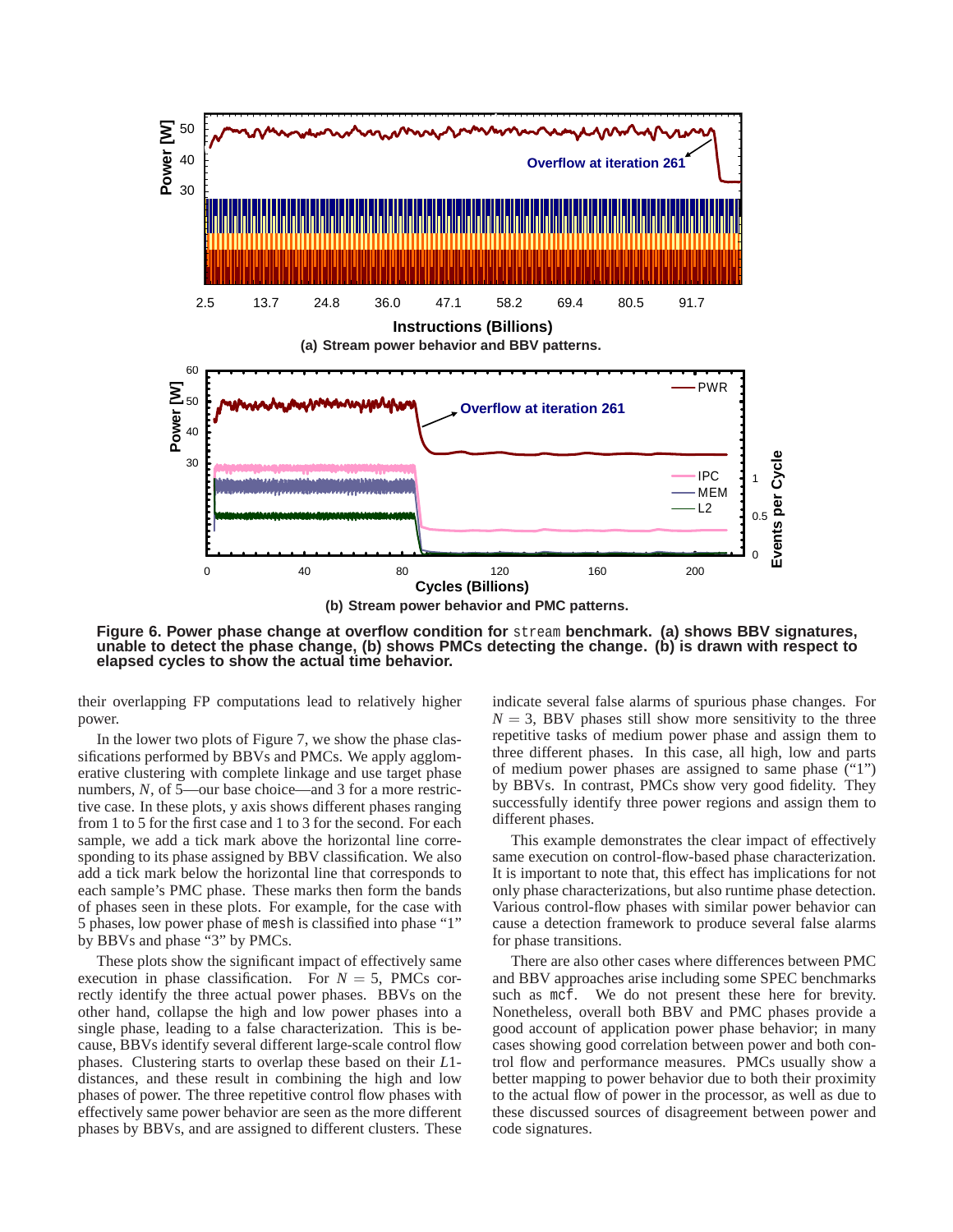**Figure 6. Power phase change at overflow condition for `stream` benchmark. (a) shows BBV signatures, unable to detect the phase change, (b) shows PMCs detecting the change. (b) is drawn with respect to elapsed cycles to show the actual time behavior.**

their overlapping FP computations lead to relatively higher power.

In the lower two plots of Figure 7, we show the phase classifications performed by BBVs and PMCs. We apply agglomerative clustering with complete linkage and use target phase numbers, $N$, of 5—our base choice—and 3 for a more restrictive case. In these plots, y axis shows different phases ranging from 1 to 5 for the first case and 1 to 3 for the second. For each sample, we add a tick mark above the horizontal line corresponding to its phase assigned by BBV classification. We also add a tick mark below the horizontal line that corresponds to each sample's PMC phase. These marks then form the bands of phases seen in these plots. For example, for the case with 5 phases, low power phase of `mesh` is classified into phase "1" by BBVs and phase "3" by PMCs.

These plots show the significant impact of effectively same execution in phase classification. For $N = 5$, PMCs correctly identify the three actual power phases. BBVs on the other hand, collapse the high and low power phases into a single phase, leading to a false characterization. This is because, BBVs identify several different large-scale control flow phases. Clustering starts to overlap these based on their $L1$-distances, and these result in combining the high and low phases of power. The three repetitive control flow phases with effectively same power behavior are seen as the more different phases by BBVs, and are assigned to different clusters. These indicate several false alarms of spurious phase changes. For $N = 3$, BBV phases still show more sensitivity to the three repetitive tasks of medium power phase and assign them to three different phases. In this case, all high, low and parts of medium power phases are assigned to same phase ("1") by BBVs. In contrast, PMCs show very good fidelity. They successfully identify three power regions and assign them to different phases.

This example demonstrates the clear impact of effectively same execution on control-flow-based phase characterization. It is important to note that, this effect has implications for not only phase characterizations, but also runtime phase detection. Various control-flow phases with similar power behavior can cause a detection framework to produce several false alarms for phase transitions.

There are also other cases where differences between PMC and BBV approaches arise including some SPEC benchmarks such as `mcf`. We do not present these here for brevity. Nonetheless, overall both BBV and PMC phases provide a good account of application power phase behavior; in many cases showing good correlation between power and both control flow and performance measures. PMCs usually show a better mapping to power behavior due to both their proximity to the actual flow of power in the processor, as well as due to these discussed sources of disagreement between power and code signatures.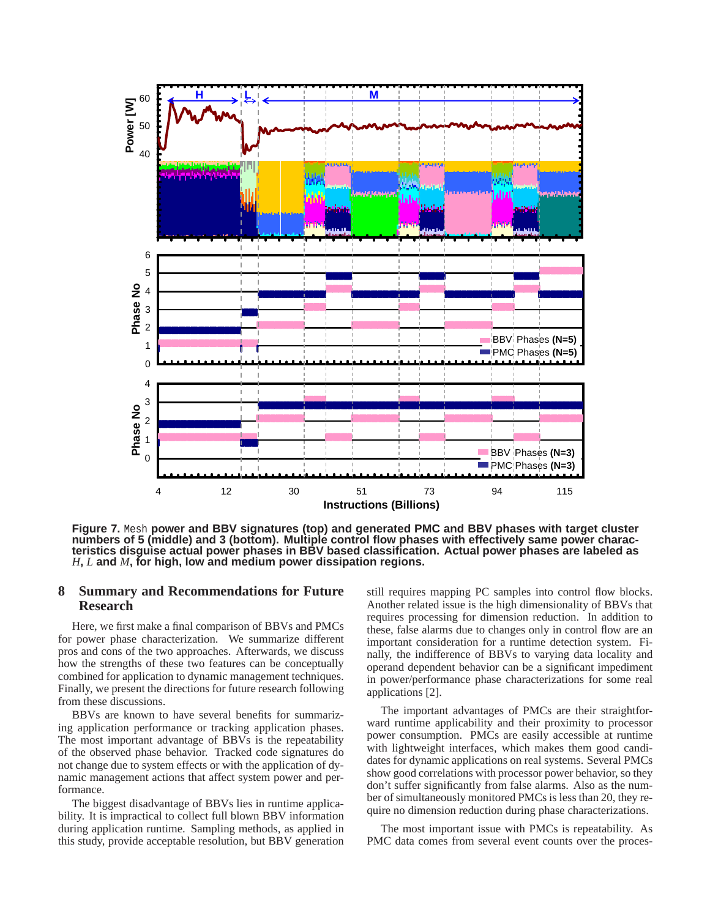**Figure 7.** `Mesh` **power and BBV signatures (top) and generated PMC and BBV phases with target cluster numbers of 5 (middle) and 3 (bottom). Multiple control flow phases with effectively same power characteristics disguise actual power phases in BBV based classification. Actual power phases are labeled as** *H*, *L* **and** *M*, **for high, low and medium power dissipation regions.**

## 8 Summary and Recommendations for Future Research

Here, we first make a final comparison of BBVs and PMCs for power phase characterization. We summarize different pros and cons of the two approaches. Afterwards, we discuss how the strengths of these two features can be conceptually combined for application to dynamic management techniques. Finally, we present the directions for future research following from these discussions.

BBVs are known to have several benefits for summarizing application performance or tracking application phases. The most important advantage of BBVs is the repeatability of the observed phase behavior. Tracked code signatures do not change due to system effects or with the application of dynamic management actions that affect system power and performance.

The biggest disadvantage of BBVs lies in runtime applicability. It is impractical to collect full blown BBV information during application runtime. Sampling methods, as applied in this study, provide acceptable resolution, but BBV generation still requires mapping PC samples into control flow blocks. Another related issue is the high dimensionality of BBVs that requires processing for dimension reduction. In addition to these, false alarms due to changes only in control flow are an important consideration for a runtime detection system. Finally, the indifference of BBVs to varying data locality and operand dependent behavior can be a significant impediment in power/performance phase characterizations for some real applications [2].

The important advantages of PMCs are their straightforward runtime applicability and their proximity to processor power consumption. PMCs are easily accessible at runtime with lightweight interfaces, which makes them good candidates for dynamic applications on real systems. Several PMCs show good correlations with processor power behavior, so they don't suffer significantly from false alarms. Also as the number of simultaneously monitored PMCs is less than 20, they require no dimension reduction during phase characterizations.

The most important issue with PMCs is repeatability. As PMC data comes from several event counts over the proces-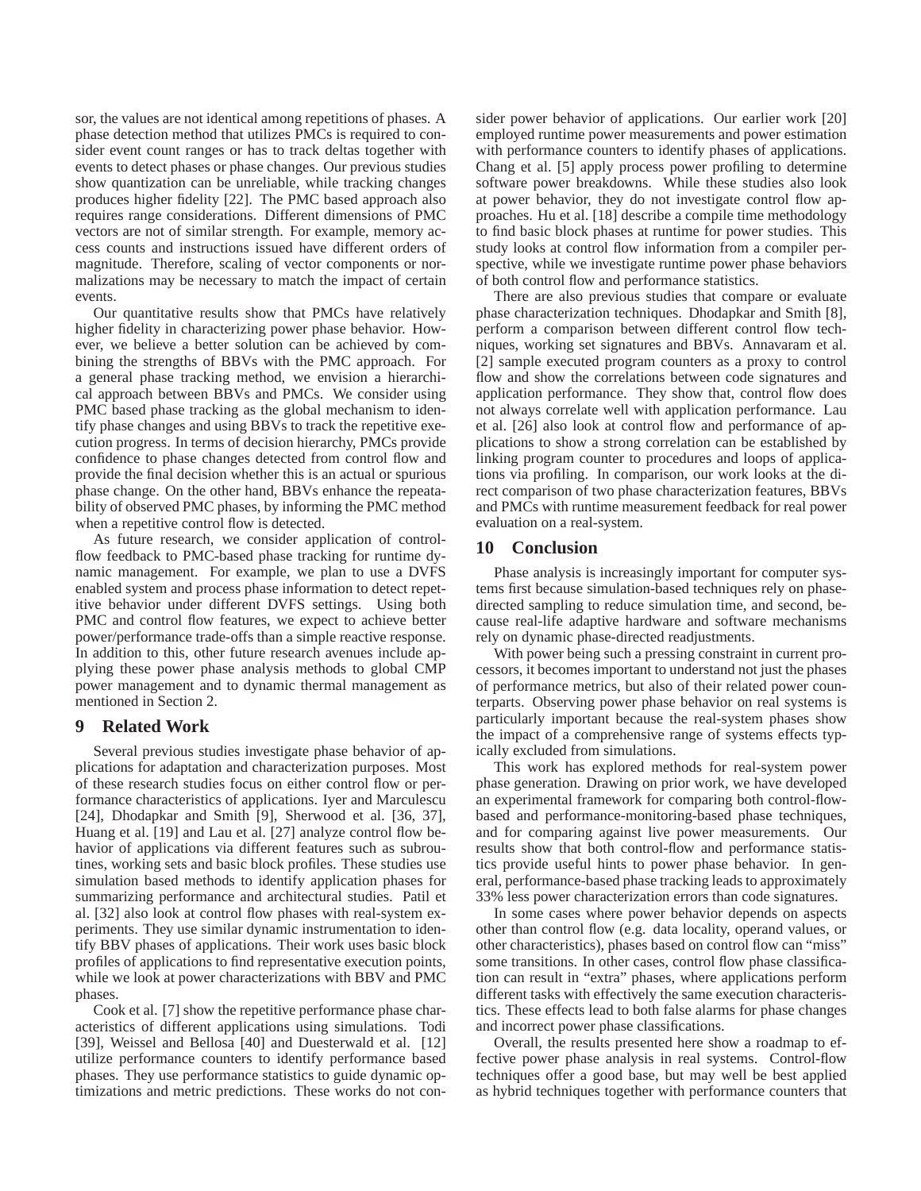sor, the values are not identical among repetitions of phases. A phase detection method that utilizes PMCs is required to consider event count ranges or has to track deltas together with events to detect phases or phase changes. Our previous studies show quantization can be unreliable, while tracking changes produces higher fidelity [22]. The PMC based approach also requires range considerations. Different dimensions of PMC vectors are not of similar strength. For example, memory access counts and instructions issued have different orders of magnitude. Therefore, scaling of vector components or normalizations may be necessary to match the impact of certain events.

Our quantitative results show that PMCs have relatively higher fidelity in characterizing power phase behavior. However, we believe a better solution can be achieved by combining the strengths of BBVs with the PMC approach. For a general phase tracking method, we envision a hierarchical approach between BBVs and PMCs. We consider using PMC based phase tracking as the global mechanism to identify phase changes and using BBVs to track the repetitive execution progress. In terms of decision hierarchy, PMCs provide confidence to phase changes detected from control flow and provide the final decision whether this is an actual or spurious phase change. On the other hand, BBVs enhance the repeatability of observed PMC phases, by informing the PMC method when a repetitive control flow is detected.

As future research, we consider application of control-flow feedback to PMC-based phase tracking for runtime dynamic management. For example, we plan to use a DVFS enabled system and process phase information to detect repetitive behavior under different DVFS settings. Using both PMC and control flow features, we expect to achieve better power/performance trade-offs than a simple reactive response. In addition to this, other future research avenues include applying these power phase analysis methods to global CMP power management and to dynamic thermal management as mentioned in Section 2.

## 9 Related Work

Several previous studies investigate phase behavior of applications for adaptation and characterization purposes. Most of these research studies focus on either control flow or performance characteristics of applications. Iyer and Marculescu [24], Dhodapkar and Smith [9], Sherwood et al. [36, 37], Huang et al. [19] and Lau et al. [27] analyze control flow behavior of applications via different features such as subroutines, working sets and basic block profiles. These studies use simulation based methods to identify application phases for summarizing performance and architectural studies. Patil et al. [32] also look at control flow phases with real-system experiments. They use similar dynamic instrumentation to identify BBV phases of applications. Their work uses basic block profiles of applications to find representative execution points, while we look at power characterizations with BBV and PMC phases.

Cook et al. [7] show the repetitive performance phase characteristics of different applications using simulations. Todi [39], Weissel and Bellosa [40] and Duesterwald et al. [12] utilize performance counters to identify performance based phases. They use performance statistics to guide dynamic optimizations and metric predictions. These works do not consider power behavior of applications. Our earlier work [20] employed runtime power measurements and power estimation with performance counters to identify phases of applications. Chang et al. [5] apply process power profiling to determine software power breakdowns. While these studies also look at power behavior, they do not investigate control flow approaches. Hu et al. [18] describe a compile time methodology to find basic block phases at runtime for power studies. This study looks at control flow information from a compiler perspective, while we investigate runtime power phase behaviors of both control flow and performance statistics.

There are also previous studies that compare or evaluate phase characterization techniques. Dhodapkar and Smith [8], perform a comparison between different control flow techniques, working set signatures and BBVs. Annavaram et al. [2] sample executed program counters as a proxy to control flow and show the correlations between code signatures and application performance. They show that, control flow does not always correlate well with application performance. Lau et al. [26] also look at control flow and performance of applications to show a strong correlation can be established by linking program counter to procedures and loops of applications via profiling. In comparison, our work looks at the direct comparison of two phase characterization features, BBVs and PMCs with runtime measurement feedback for real power evaluation on a real-system.

## 10 Conclusion

Phase analysis is increasingly important for computer systems first because simulation-based techniques rely on phase-directed sampling to reduce simulation time, and second, because real-life adaptive hardware and software mechanisms rely on dynamic phase-directed readjustments.

With power being such a pressing constraint in current processors, it becomes important to understand not just the phases of performance metrics, but also of their related power counterparts. Observing power phase behavior on real systems is particularly important because the real-system phases show the impact of a comprehensive range of systems effects typically excluded from simulations.

This work has explored methods for real-system power phase generation. Drawing on prior work, we have developed an experimental framework for comparing both control-flow-based and performance-monitoring-based phase techniques, and for comparing against live power measurements. Our results show that both control-flow and performance statistics provide useful hints to power phase behavior. In general, performance-based phase tracking leads to approximately 33% less power characterization errors than code signatures.

In some cases where power behavior depends on aspects other than control flow (e.g. data locality, operand values, or other characteristics), phases based on control flow can "miss" some transitions. In other cases, control flow phase classification can result in "extra" phases, where applications perform different tasks with effectively the same execution characteristics. These effects lead to both false alarms for phase changes and incorrect power phase classifications.

Overall, the results presented here show a roadmap to effective power phase analysis in real systems. Control-flow techniques offer a good base, but may well be best applied as hybrid techniques together with performance counters that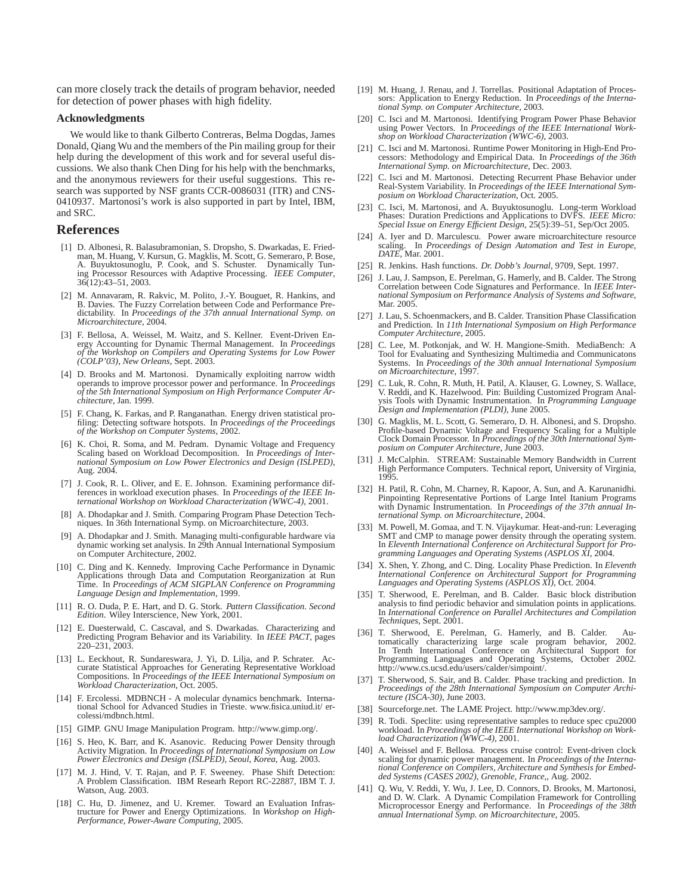can more closely track the details of program behavior, needed for detection of power phases with high fidelity.

### Acknowledgments

We would like to thank Gilberto Contreras, Belma Dogdas, James Donald, Qiang Wu and the members of the Pin mailing group for their help during the development of this work and for several useful discussions. We also thank Chen Ding for his help with the benchmarks, and the anonymous reviewers for their useful suggestions. This research was supported by NSF grants CCR-0086031 (ITR) and CNS-0410937. Martonosi's work is also supported in part by Intel, IBM, and SRC.

## References

[1] D. Albonesi, R. Balasubramonian, S. Dropsho, S. Dwarkadas, E. Friedman, M. Huang, V. Kursun, G. Magklis, M. Scott, G. Semeraro, P. Bose, A. Buyuktosunoglu, P. Cook, and S. Schuster. Dynamically Tuning Processor Resources with Adaptive Processing. *IEEE Computer*, 36(12):43–51, 2003.

[2] M. Annavaram, R. Rakvic, M. Polito, J.-Y. Bouguet, R. Hankins, and B. Davies. The Fuzzy Correlation between Code and Performance Predictability. In *Proceedings of the 37th annual International Symp. on Microarchitecture*, 2004.

[3] F. Bellosa, A. Weissel, M. Waitz, and S. Kellner. Event-Driven Energy Accounting for Dynamic Thermal Management. In *Proceedings of the Workshop on Compilers and Operating Systems for Low Power (COLP'03), New Orleans*, Sept. 2003.

[4] D. Brooks and M. Martonosi. Dynamically exploiting narrow width operands to improve processor power and performance. In *Proceedings of the 5th International Symposium on High Performance Computer Architecture*, Jan. 1999.

[5] F. Chang, K. Farkas, and P. Ranganathan. Energy driven statistical profiling: Detecting software hotspots. In *Proceedings of the Proceedings of the Workshop on Computer Systems*, 2002.

[6] K. Choi, R. Soma, and M. Pedram. Dynamic Voltage and Frequency Scaling based on Workload Decomposition. In *Proceedings of International Symposium on Low Power Electronics and Design (ISLPED)*, Aug. 2004.

[7] J. Cook, R. L. Oliver, and E. E. Johnson. Examining performance differences in workload execution phases. In *Proceedings of the IEEE International Workshop on Workload Characterization (WWC-4)*, 2001.

[8] A. Dhodapkar and J. Smith. Comparing Program Phase Detection Techniques. In 36th International Symp. on Microarchitecture, 2003.

[9] A. Dhodapkar and J. Smith. Managing multi-configurable hardware via dynamic working set analysis. In 29th Annual International Symposium on Computer Architecture, 2002.

[10] C. Ding and K. Kennedy. Improving Cache Performance in Dynamic Applications through Data and Computation Reorganization at Run Time. In *Proceedings of ACM SIGPLAN Conference on Programming Language Design and Implementation*, 1999.

[11] R. O. Duda, P. E. Hart, and D. G. Stork. *Pattern Classification. Second Edition*. Wiley Interscience, New York, 2001.

[12] E. Duesterwald, C. Cascaval, and S. Dwarkadas. Characterizing and Predicting Program Behavior and its Variability. In *IEEE PACT*, pages 220–231, 2003.

[13] L. Eeckhout, R. Sundareswara, J. Yi, D. Lilja, and P. Schrater. Accurate Statistical Approaches for Generating Representative Workload Compositions. In *Proceedings of the IEEE International Symposium on Workload Characterization*, Oct. 2005.

[14] F. Ercolessi. MDBNCH - A molecular dynamics benchmark. International School for Advanced Studies in Trieste. www.fisica.uniud.it/ ercolessi/mdbnch.html.

[15] GIMP. GNU Image Manipulation Program. http://www.gimp.org/.

[16] S. Heo, K. Barr, and K. Asanovic. Reducing Power Density through Activity Migration. In *Proceedings of International Symposium on Low Power Electronics and Design (ISLPED), Seoul, Korea*, Aug. 2003.

[17] M. J. Hind, V. T. Rajan, and P. F. Sweeney. Phase Shift Detection: A Problem Classification. IBM Researh Report RC-22887, IBM T. J. Watson, Aug. 2003.

[18] C. Hu, D. Jimenez, and U. Kremer. Toward an Evaluation Infrastructure for Power and Energy Optimizations. In *Workshop on High-Performance, Power-Aware Computing*, 2005.

[19] M. Huang, J. Renau, and J. Torrellas. Positional Adaptation of Processors: Application to Energy Reduction. In *Proceedings of the International Symp. on Computer Architecture*, 2003.

[20] C. Isci and M. Martonosi. Identifying Program Power Phase Behavior using Power Vectors. In *Proceedings of the IEEE International Workshop on Workload Characterization (WWC-6)*, 2003.

[21] C. Isci and M. Martonosi. Runtime Power Monitoring in High-End Processors: Methodology and Empirical Data. In *Proceedings of the 36th International Symp. on Microarchitecture*, Dec. 2003.

[22] C. Isci and M. Martonosi. Detecting Recurrent Phase Behavior under Real-System Variability. In *Proceedings of the IEEE International Symposium on Workload Characterization*, Oct. 2005.

[23] C. Isci, M. Martonosi, and A. Buyuktosunoglu. Long-term Workload Phases: Duration Predictions and Applications to DVFS. *IEEE Micro: Special Issue on Energy Efficient Design*, 25(5):39–51, Sep/Oct 2005.

[24] A. Iyer and D. Marculescu. Power aware microarchitecture resource scaling. In *Proceedings of Design Automation and Test in Europe, DATE*, Mar. 2001.

[25] R. Jenkins. Hash functions. *Dr. Dobb's Journal*, 9709, Sept. 1997.

[26] J. Lau, J. Sampson, E. Perelman, G. Hamerly, and B. Calder. The Strong Correlation between Code Signatures and Performance. In *IEEE International Symposium on Performance Analysis of Systems and Software*, Mar. 2005.

[27] J. Lau, S. Schoenmackers, and B. Calder. Transition Phase Classification and Prediction. In *11th International Symposium on High Performance Computer Architecture*, 2005.

[28] C. Lee, M. Potkonjak, and W. H. Mangione-Smith. MediaBench: A Tool for Evaluating and Synthesizing Multimedia and Communicatons Systems. In *Proceedings of the 30th annual International Symposium on Microarchitecture*, 1997.

[29] C. Luk, R. Cohn, R. Muth, H. Patil, A. Klauser, G. Lowney, S. Wallace, V. Reddi, and K. Hazelwood. Pin: Building Customized Program Analysis Tools with Dynamic Instrumentation. In *Programming Language Design and Implementation (PLDI)*, June 2005.

[30] G. Magklis, M. L. Scott, G. Semeraro, D. H. Albonesi, and S. Dropsho. Profile-based Dynamic Voltage and Frequency Scaling for a Multiple Clock Domain Processor. In *Proceedings of the 30th International Symposium on Computer Architecture*, June 2003.

[31] J. McCalphin. STREAM: Sustainable Memory Bandwidth in Current High Performance Computers. Technical report, University of Virginia, 1995.

[32] H. Patil, R. Cohn, M. Charney, R. Kapoor, A. Sun, and A. Karunanidhi. Pinpointing Representative Portions of Large Intel Itanium Programs with Dynamic Instrumentation. In *Proceedings of the 37th annual International Symp. on Microarchitecture*, 2004.

[33] M. Powell, M. Gomaa, and T. N. Vijaykumar. Heat-and-run: Leveraging SMT and CMP to manage power density through the operating system. In *Eleventh International Conference on Architectural Support for Programming Languages and Operating Systems (ASPLOS XI*, 2004.

[34] X. Shen, Y. Zhong, and C. Ding. Locality Phase Prediction. In *Eleventh International Conference on Architectural Support for Programming Languages and Operating Systems (ASPLOS XI)*, Oct. 2004.

[35] T. Sherwood, E. Perelman, and B. Calder. Basic block distribution analysis to find periodic behavior and simulation points in applications. In *International Conference on Parallel Architectures and Compilation Techniques*, Sept. 2001.

[36] T. Sherwood, E. Perelman, G. Hamerly, and B. Calder. Automatically characterizing large scale program behavior, 2002. In Tenth International Conference on Architectural Support for Programming Languages and Operating Systems, October 2002. http://www.cs.ucsd.edu/users/calder/simpoint/.

[37] T. Sherwood, S. Sair, and B. Calder. Phase tracking and prediction. In *Proceedings of the 28th International Symposium on Computer Architecture (ISCA-30)*, June 2003.

[38] Sourceforge.net. The LAME Project. http://www.mp3dev.org/.

[39] R. Todi. Speclite: using representative samples to reduce spec cpu2000 workload. In *Proceedings of the IEEE International Workshop on Workload Characterization (WWC-4)*, 2001.

[40] A. Weissel and F. Bellosa. Process cruise control: Event-driven clock scaling for dynamic power management. In *Proceedings of the International Conference on Compilers, Architecture and Synthesis for Embedded Systems (CASES 2002), Grenoble, France,*, Aug. 2002.

[41] Q. Wu, V. Reddi, Y. Wu, J. Lee, D. Connors, D. Brooks, M. Martonosi, and D. W. Clark. A Dynamic Compilation Framework for Controlling Microprocessor Energy and Performance. In *Proceedings of the 38th annual International Symp. on Microarchitecture*, 2005.